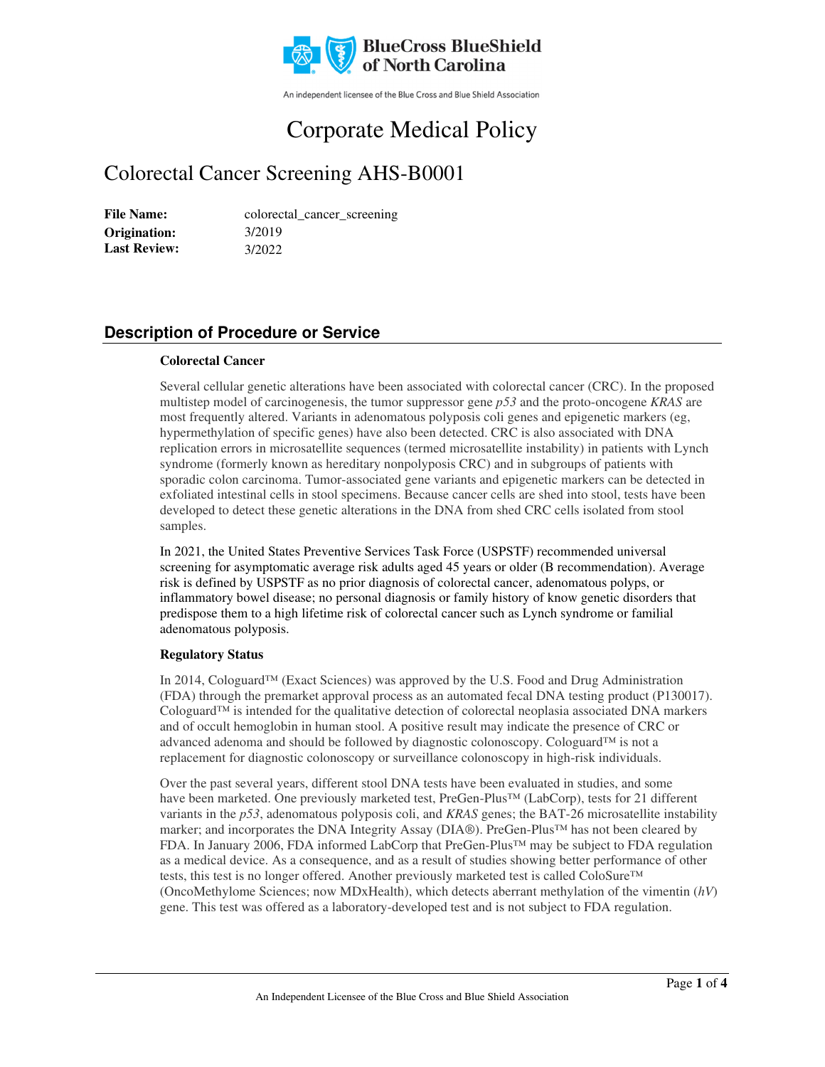BlueCross BlueShield of North Carolina

An independent licensee of the Blue Cross and Blue Shield Association

# Corporate Medical Policy

## Colorectal Cancer Screening AHS-B0001

**File Name:** colorectal_cancer_screening
**Origination:** 3/2019
**Last Review:** 3/2022

## Description of Procedure or Service

**Colorectal Cancer**

Several cellular genetic alterations have been associated with colorectal cancer (CRC). In the proposed multistep model of carcinogenesis, the tumor suppressor gene *p53* and the proto-oncogene *KRAS* are most frequently altered. Variants in adenomatous polyposis coli genes and epigenetic markers (eg, hypermethylation of specific genes) have also been detected. CRC is also associated with DNA replication errors in microsatellite sequences (termed microsatellite instability) in patients with Lynch syndrome (formerly known as hereditary nonpolyposis CRC) and in subgroups of patients with sporadic colon carcinoma. Tumor-associated gene variants and epigenetic markers can be detected in exfoliated intestinal cells in stool specimens. Because cancer cells are shed into stool, tests have been developed to detect these genetic alterations in the DNA from shed CRC cells isolated from stool samples.

In 2021, the United States Preventive Services Task Force (USPSTF) recommended universal screening for asymptomatic average risk adults aged 45 years or older (B recommendation). Average risk is defined by USPSTF as no prior diagnosis of colorectal cancer, adenomatous polyps, or inflammatory bowel disease; no personal diagnosis or family history of know genetic disorders that predispose them to a high lifetime risk of colorectal cancer such as Lynch syndrome or familial adenomatous polyposis.

**Regulatory Status**

In 2014, Cologuard™ (Exact Sciences) was approved by the U.S. Food and Drug Administration (FDA) through the premarket approval process as an automated fecal DNA testing product (P130017). Cologuard™ is intended for the qualitative detection of colorectal neoplasia associated DNA markers and of occult hemoglobin in human stool. A positive result may indicate the presence of CRC or advanced adenoma and should be followed by diagnostic colonoscopy. Cologuard™ is not a replacement for diagnostic colonoscopy or surveillance colonoscopy in high-risk individuals.

Over the past several years, different stool DNA tests have been evaluated in studies, and some have been marketed. One previously marketed test, PreGen-Plus™ (LabCorp), tests for 21 different variants in the *p53*, adenomatous polyposis coli, and *KRAS* genes; the BAT-26 microsatellite instability marker; and incorporates the DNA Integrity Assay (DIA®). PreGen-Plus™ has not been cleared by FDA. In January 2006, FDA informed LabCorp that PreGen-Plus™ may be subject to FDA regulation as a medical device. As a consequence, and as a result of studies showing better performance of other tests, this test is no longer offered. Another previously marketed test is called ColoSure™ (OncoMethylome Sciences; now MDxHealth), which detects aberrant methylation of the vimentin (*hV*) gene. This test was offered as a laboratory-developed test and is not subject to FDA regulation.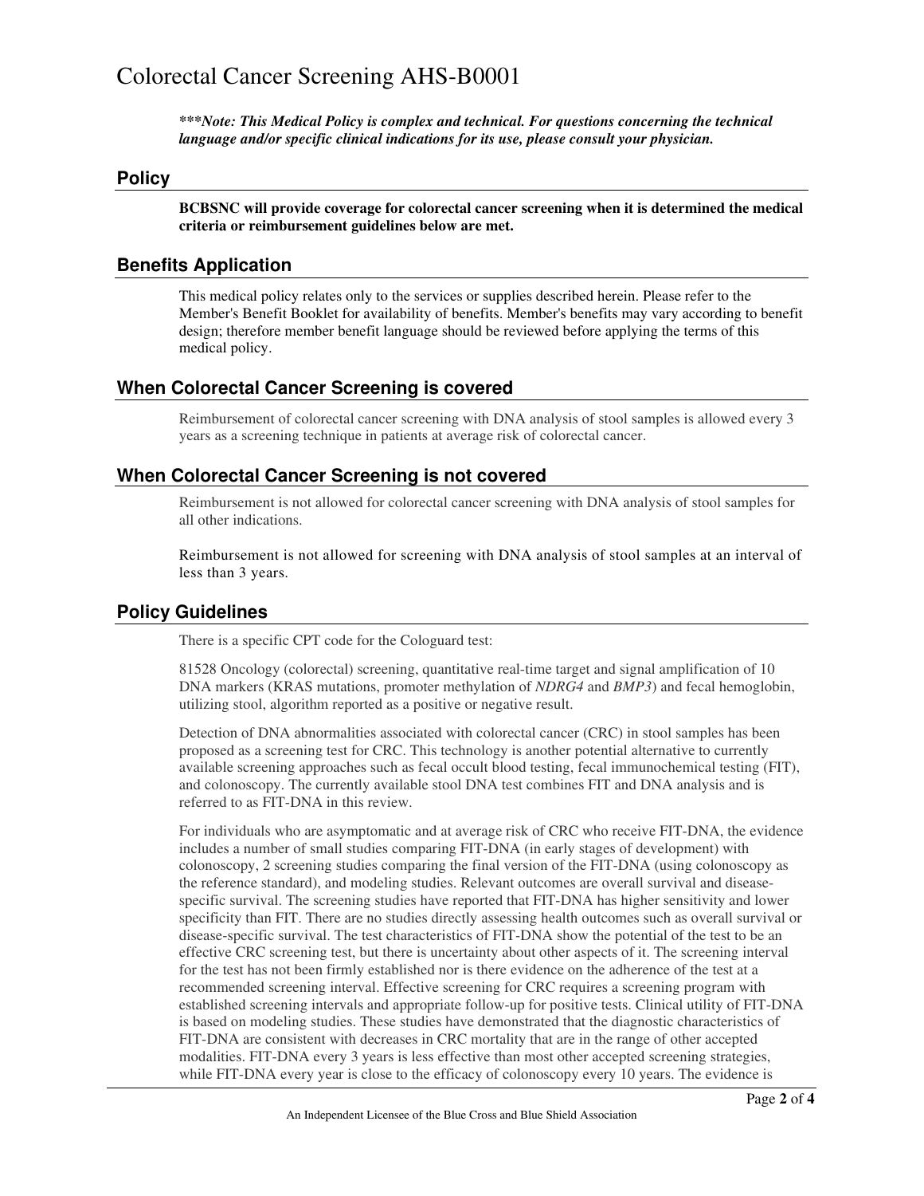# Colorectal Cancer Screening AHS-B0001

***\*\*\*Note: This Medical Policy is complex and technical. For questions concerning the technical language and/or specific clinical indications for its use, please consult your physician.***

## Policy

**BCBSNC will provide coverage for colorectal cancer screening when it is determined the medical criteria or reimbursement guidelines below are met.**

## Benefits Application

This medical policy relates only to the services or supplies described herein. Please refer to the Member's Benefit Booklet for availability of benefits. Member's benefits may vary according to benefit design; therefore member benefit language should be reviewed before applying the terms of this medical policy.

## When Colorectal Cancer Screening is covered

Reimbursement of colorectal cancer screening with DNA analysis of stool samples is allowed every 3 years as a screening technique in patients at average risk of colorectal cancer.

## When Colorectal Cancer Screening is not covered

Reimbursement is not allowed for colorectal cancer screening with DNA analysis of stool samples for all other indications.

Reimbursement is not allowed for screening with DNA analysis of stool samples at an interval of less than 3 years.

## Policy Guidelines

There is a specific CPT code for the Cologuard test:

81528 Oncology (colorectal) screening, quantitative real-time target and signal amplification of 10 DNA markers (KRAS mutations, promoter methylation of *NDRG4* and *BMP3*) and fecal hemoglobin, utilizing stool, algorithm reported as a positive or negative result.

Detection of DNA abnormalities associated with colorectal cancer (CRC) in stool samples has been proposed as a screening test for CRC. This technology is another potential alternative to currently available screening approaches such as fecal occult blood testing, fecal immunochemical testing (FIT), and colonoscopy. The currently available stool DNA test combines FIT and DNA analysis and is referred to as FIT-DNA in this review.

For individuals who are asymptomatic and at average risk of CRC who receive FIT-DNA, the evidence includes a number of small studies comparing FIT-DNA (in early stages of development) with colonoscopy, 2 screening studies comparing the final version of the FIT-DNA (using colonoscopy as the reference standard), and modeling studies. Relevant outcomes are overall survival and disease-specific survival. The screening studies have reported that FIT-DNA has higher sensitivity and lower specificity than FIT. There are no studies directly assessing health outcomes such as overall survival or disease-specific survival. The test characteristics of FIT-DNA show the potential of the test to be an effective CRC screening test, but there is uncertainty about other aspects of it. The screening interval for the test has not been firmly established nor is there evidence on the adherence of the test at a recommended screening interval. Effective screening for CRC requires a screening program with established screening intervals and appropriate follow-up for positive tests. Clinical utility of FIT-DNA is based on modeling studies. These studies have demonstrated that the diagnostic characteristics of FIT-DNA are consistent with decreases in CRC mortality that are in the range of other accepted modalities. FIT-DNA every 3 years is less effective than most other accepted screening strategies, while FIT-DNA every year is close to the efficacy of colonoscopy every 10 years. The evidence is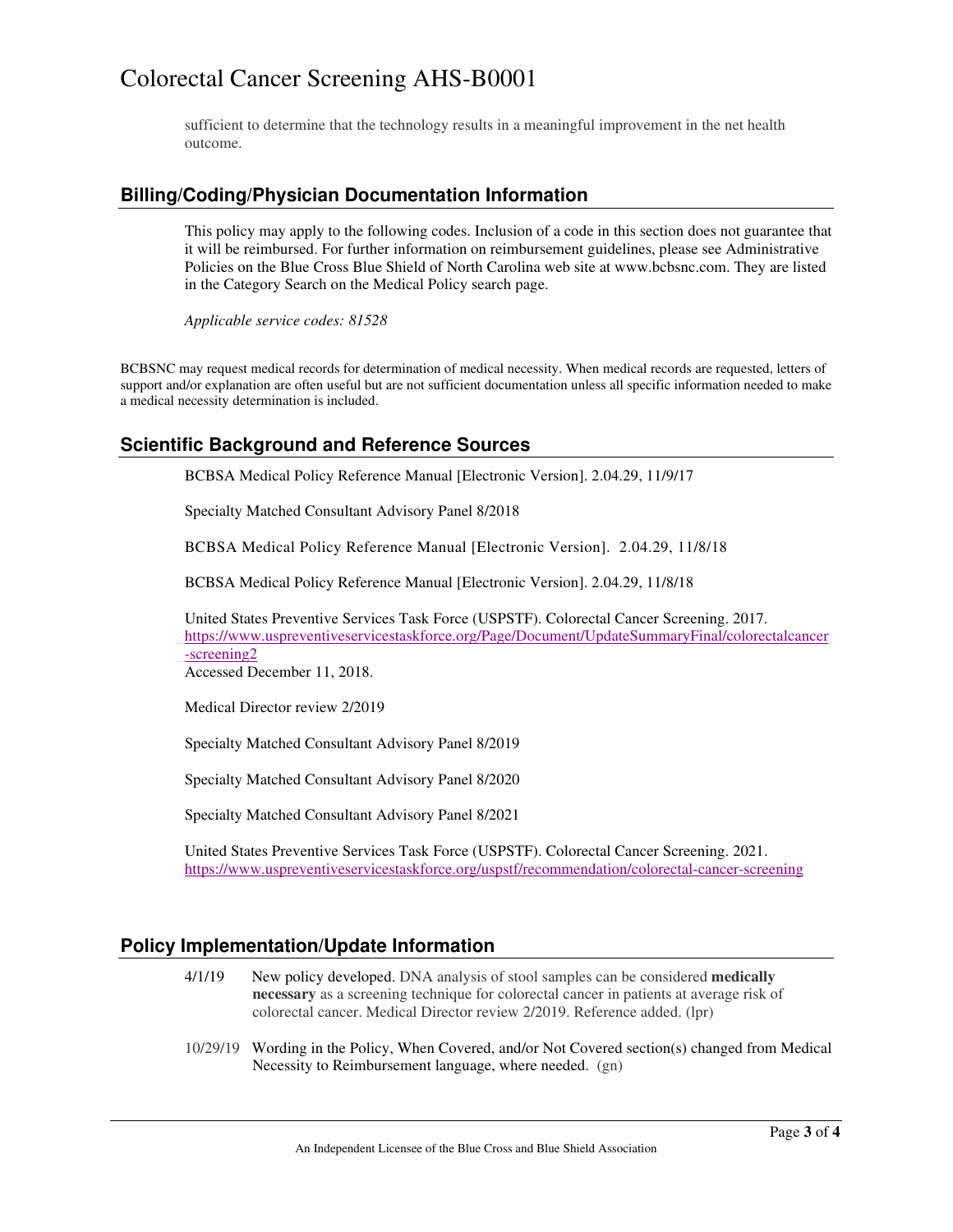sufficient to determine that the technology results in a meaningful improvement in the net health outcome.

## Billing/Coding/Physician Documentation Information

This policy may apply to the following codes. Inclusion of a code in this section does not guarantee that it will be reimbursed. For further information on reimbursement guidelines, please see Administrative Policies on the Blue Cross Blue Shield of North Carolina web site at www.bcbsnc.com. They are listed in the Category Search on the Medical Policy search page.

*Applicable service codes: 81528*

BCBSNC may request medical records for determination of medical necessity. When medical records are requested, letters of support and/or explanation are often useful but are not sufficient documentation unless all specific information needed to make a medical necessity determination is included.

## Scientific Background and Reference Sources

BCBSA Medical Policy Reference Manual [Electronic Version]. 2.04.29, 11/9/17

Specialty Matched Consultant Advisory Panel 8/2018

BCBSA Medical Policy Reference Manual [Electronic Version]. 2.04.29, 11/8/18

BCBSA Medical Policy Reference Manual [Electronic Version]. 2.04.29, 11/8/18

United States Preventive Services Task Force (USPSTF). Colorectal Cancer Screening. 2017. https://www.uspreventiveservicestaskforce.org/Page/Document/UpdateSummaryFinal/colorectalcancer-screening2
Accessed December 11, 2018.

Medical Director review 2/2019

Specialty Matched Consultant Advisory Panel 8/2019

Specialty Matched Consultant Advisory Panel 8/2020

Specialty Matched Consultant Advisory Panel 8/2021

United States Preventive Services Task Force (USPSTF). Colorectal Cancer Screening. 2021. https://www.uspreventiveservicestaskforce.org/uspstf/recommendation/colorectal-cancer-screening

## Policy Implementation/Update Information

4/1/19 New policy developed. DNA analysis of stool samples can be considered **medically necessary** as a screening technique for colorectal cancer in patients at average risk of colorectal cancer. Medical Director review 2/2019. Reference added. (lpr)

10/29/19 Wording in the Policy, When Covered, and/or Not Covered section(s) changed from Medical Necessity to Reimbursement language, where needed. (gn)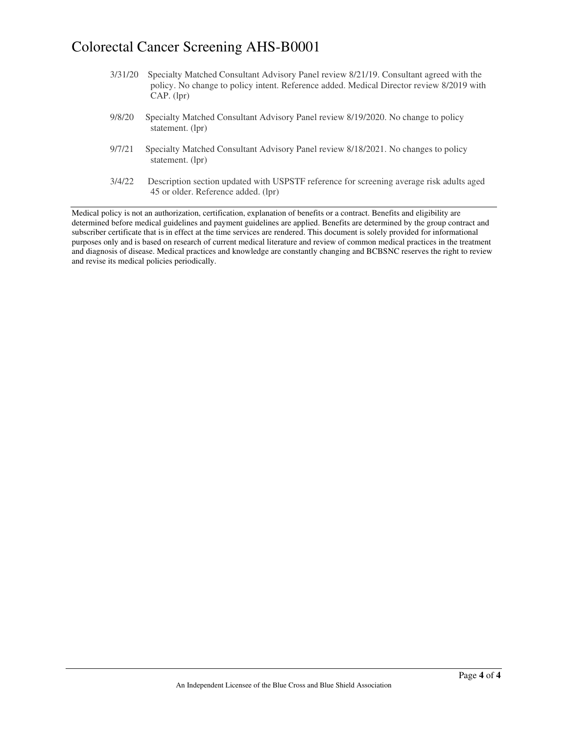3/31/20 Specialty Matched Consultant Advisory Panel review 8/21/19. Consultant agreed with the policy. No change to policy intent. Reference added. Medical Director review 8/2019 with CAP. (lpr)

9/8/20 Specialty Matched Consultant Advisory Panel review 8/19/2020. No change to policy statement. (lpr)

9/7/21 Specialty Matched Consultant Advisory Panel review 8/18/2021. No changes to policy statement. (lpr)

3/4/22 Description section updated with USPSTF reference for screening average risk adults aged 45 or older. Reference added. (lpr)

---

Medical policy is not an authorization, certification, explanation of benefits or a contract. Benefits and eligibility are determined before medical guidelines and payment guidelines are applied. Benefits are determined by the group contract and subscriber certificate that is in effect at the time services are rendered. This document is solely provided for informational purposes only and is based on research of current medical literature and review of common medical practices in the treatment and diagnosis of disease. Medical practices and knowledge are constantly changing and BCBSNC reserves the right to review and revise its medical policies periodically.